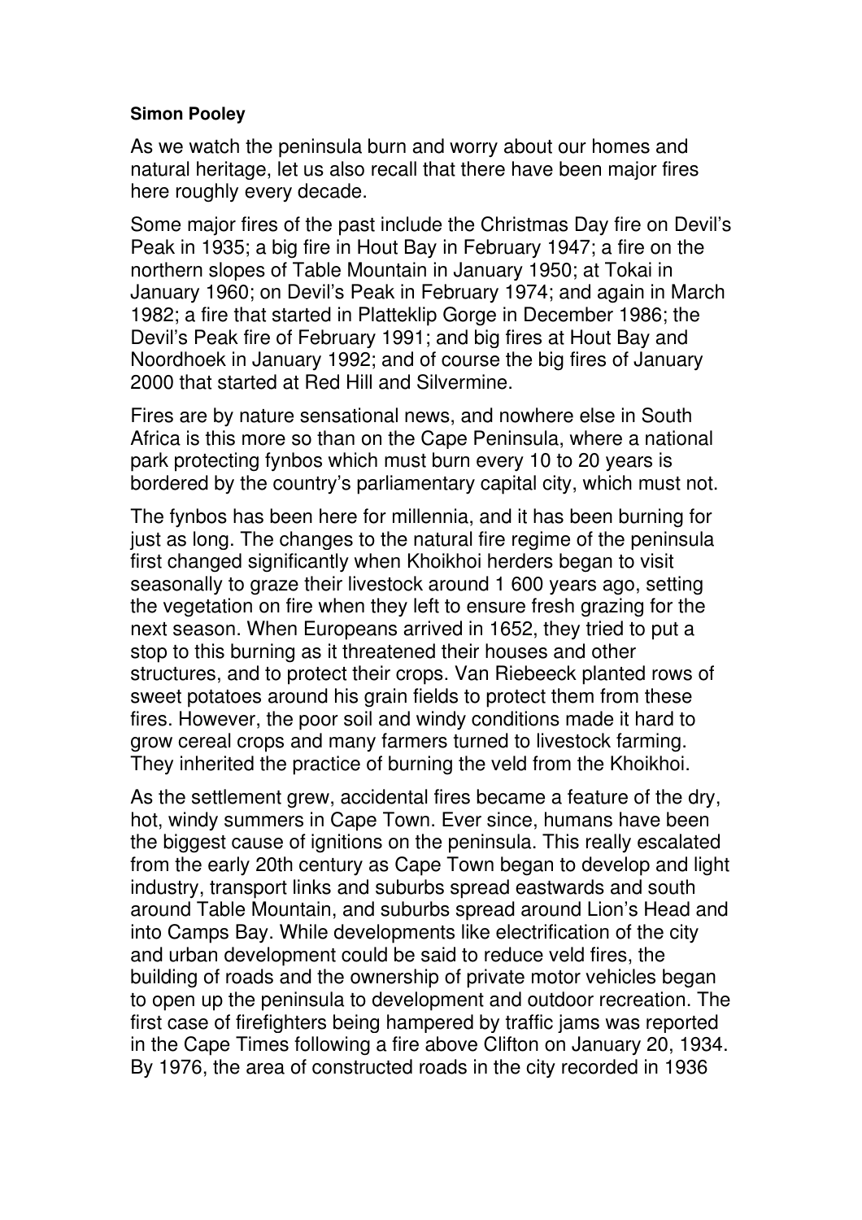**Simon Pooley**

As we watch the peninsula burn and worry about our homes and natural heritage, let us also recall that there have been major fires here roughly every decade.

Some major fires of the past include the Christmas Day fire on Devil's Peak in 1935; a big fire in Hout Bay in February 1947; a fire on the northern slopes of Table Mountain in January 1950; at Tokai in January 1960; on Devil's Peak in February 1974; and again in March 1982; a fire that started in Platteklip Gorge in December 1986; the Devil's Peak fire of February 1991; and big fires at Hout Bay and Noordhoek in January 1992; and of course the big fires of January 2000 that started at Red Hill and Silvermine.

Fires are by nature sensational news, and nowhere else in South Africa is this more so than on the Cape Peninsula, where a national park protecting fynbos which must burn every 10 to 20 years is bordered by the country's parliamentary capital city, which must not.

The fynbos has been here for millennia, and it has been burning for just as long. The changes to the natural fire regime of the peninsula first changed significantly when Khoikhoi herders began to visit seasonally to graze their livestock around 1 600 years ago, setting the vegetation on fire when they left to ensure fresh grazing for the next season. When Europeans arrived in 1652, they tried to put a stop to this burning as it threatened their houses and other structures, and to protect their crops. Van Riebeeck planted rows of sweet potatoes around his grain fields to protect them from these fires. However, the poor soil and windy conditions made it hard to grow cereal crops and many farmers turned to livestock farming. They inherited the practice of burning the veld from the Khoikhoi.

As the settlement grew, accidental fires became a feature of the dry, hot, windy summers in Cape Town. Ever since, humans have been the biggest cause of ignitions on the peninsula. This really escalated from the early 20th century as Cape Town began to develop and light industry, transport links and suburbs spread eastwards and south around Table Mountain, and suburbs spread around Lion's Head and into Camps Bay. While developments like electrification of the city and urban development could be said to reduce veld fires, the building of roads and the ownership of private motor vehicles began to open up the peninsula to development and outdoor recreation. The first case of firefighters being hampered by traffic jams was reported in the Cape Times following a fire above Clifton on January 20, 1934. By 1976, the area of constructed roads in the city recorded in 1936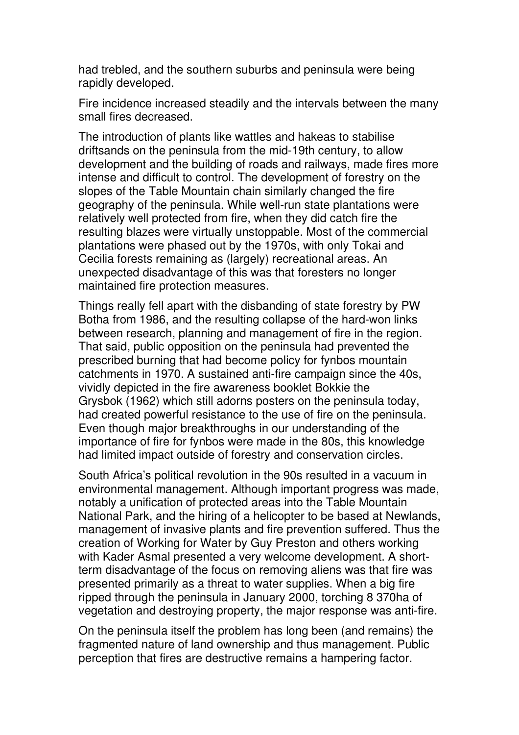had trebled, and the southern suburbs and peninsula were being rapidly developed.

Fire incidence increased steadily and the intervals between the many small fires decreased.

The introduction of plants like wattles and hakeas to stabilise driftsands on the peninsula from the mid-19th century, to allow development and the building of roads and railways, made fires more intense and difficult to control. The development of forestry on the slopes of the Table Mountain chain similarly changed the fire geography of the peninsula. While well-run state plantations were relatively well protected from fire, when they did catch fire the resulting blazes were virtually unstoppable. Most of the commercial plantations were phased out by the 1970s, with only Tokai and Cecilia forests remaining as (largely) recreational areas. An unexpected disadvantage of this was that foresters no longer maintained fire protection measures.

Things really fell apart with the disbanding of state forestry by PW Botha from 1986, and the resulting collapse of the hard-won links between research, planning and management of fire in the region. That said, public opposition on the peninsula had prevented the prescribed burning that had become policy for fynbos mountain catchments in 1970. A sustained anti-fire campaign since the 40s, vividly depicted in the fire awareness booklet Bokkie the Grysbok (1962) which still adorns posters on the peninsula today, had created powerful resistance to the use of fire on the peninsula. Even though major breakthroughs in our understanding of the importance of fire for fynbos were made in the 80s, this knowledge had limited impact outside of forestry and conservation circles.

South Africa's political revolution in the 90s resulted in a vacuum in environmental management. Although important progress was made, notably a unification of protected areas into the Table Mountain National Park, and the hiring of a helicopter to be based at Newlands, management of invasive plants and fire prevention suffered. Thus the creation of Working for Water by Guy Preston and others working with Kader Asmal presented a very welcome development. A short-term disadvantage of the focus on removing aliens was that fire was presented primarily as a threat to water supplies. When a big fire ripped through the peninsula in January 2000, torching 8 370ha of vegetation and destroying property, the major response was anti-fire.

On the peninsula itself the problem has long been (and remains) the fragmented nature of land ownership and thus management. Public perception that fires are destructive remains a hampering factor.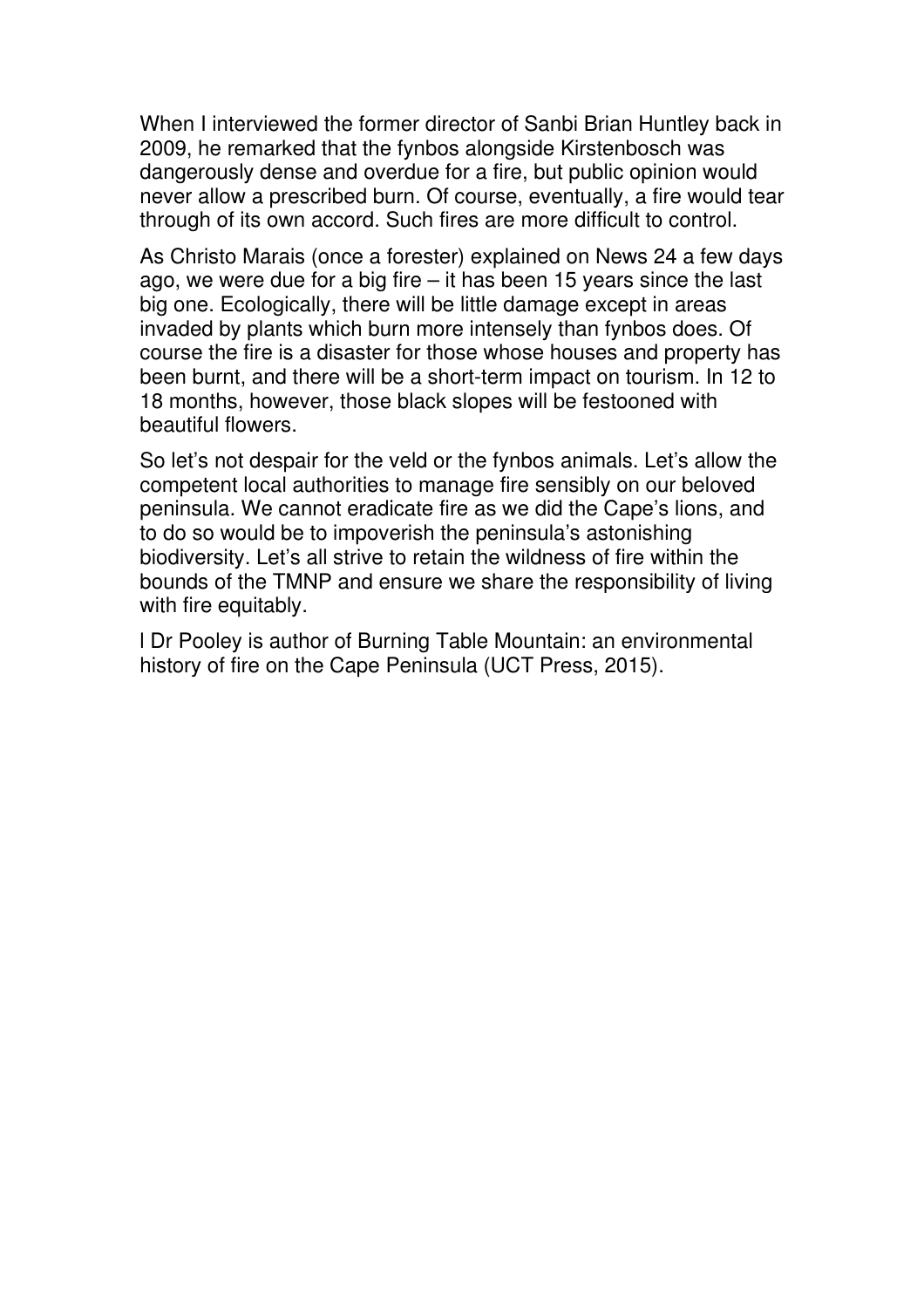When I interviewed the former director of Sanbi Brian Huntley back in 2009, he remarked that the fynbos alongside Kirstenbosch was dangerously dense and overdue for a fire, but public opinion would never allow a prescribed burn. Of course, eventually, a fire would tear through of its own accord. Such fires are more difficult to control.

As Christo Marais (once a forester) explained on News 24 a few days ago, we were due for a big fire – it has been 15 years since the last big one. Ecologically, there will be little damage except in areas invaded by plants which burn more intensely than fynbos does. Of course the fire is a disaster for those whose houses and property has been burnt, and there will be a short-term impact on tourism. In 12 to 18 months, however, those black slopes will be festooned with beautiful flowers.

So let's not despair for the veld or the fynbos animals. Let's allow the competent local authorities to manage fire sensibly on our beloved peninsula. We cannot eradicate fire as we did the Cape's lions, and to do so would be to impoverish the peninsula's astonishing biodiversity. Let's all strive to retain the wildness of fire within the bounds of the TMNP and ensure we share the responsibility of living with fire equitably.

l Dr Pooley is author of Burning Table Mountain: an environmental history of fire on the Cape Peninsula (UCT Press, 2015).